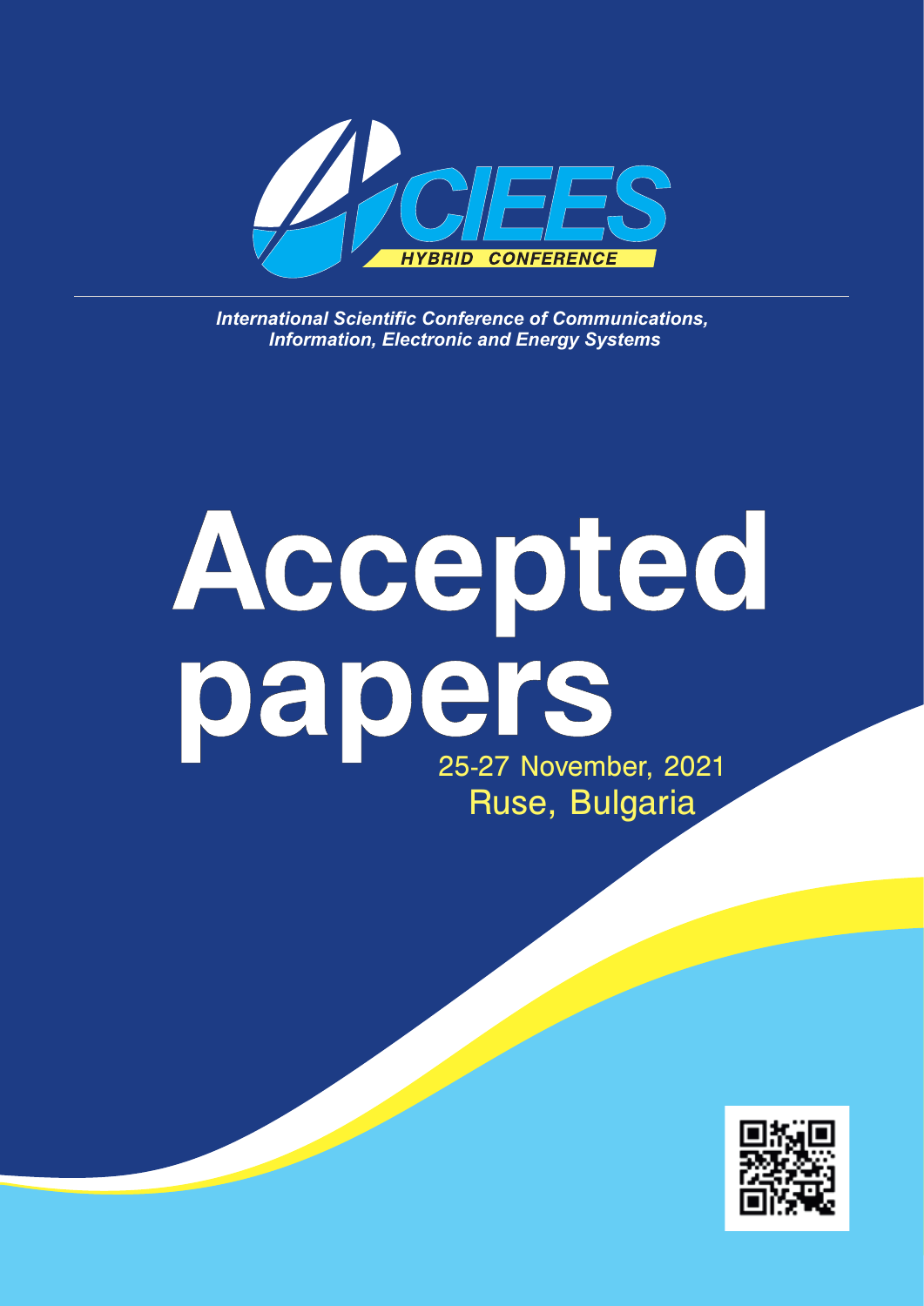# CIEES

**HYBRID CONFERENCE**

***International Scientific Conference of Communications, Information, Electronic and Energy Systems***

# Accepted papers

25-27 November, 2021

Ruse, Bulgaria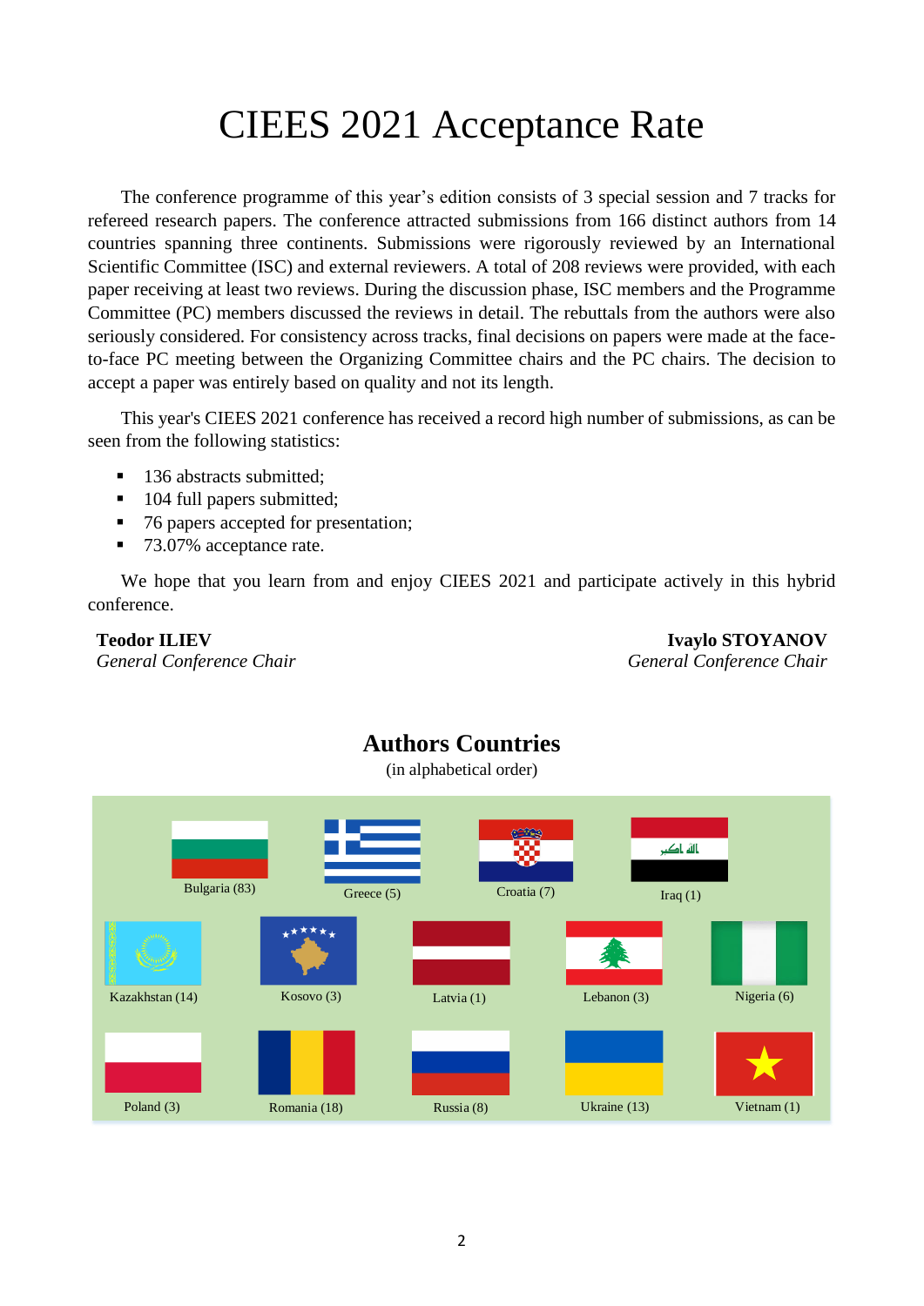# CIEES 2021 Acceptance Rate

The conference programme of this year's edition consists of 3 special session and 7 tracks for refereed research papers. The conference attracted submissions from 166 distinct authors from 14 countries spanning three continents. Submissions were rigorously reviewed by an International Scientific Committee (ISC) and external reviewers. A total of 208 reviews were provided, with each paper receiving at least two reviews. During the discussion phase, ISC members and the Programme Committee (PC) members discussed the reviews in detail. The rebuttals from the authors were also seriously considered. For consistency across tracks, final decisions on papers were made at the face-to-face PC meeting between the Organizing Committee chairs and the PC chairs. The decision to accept a paper was entirely based on quality and not its length.

This year's CIEES 2021 conference has received a record high number of submissions, as can be seen from the following statistics:

- 136 abstracts submitted;
- 104 full papers submitted;
- 76 papers accepted for presentation;
- 73.07% acceptance rate.

We hope that you learn from and enjoy CIEES 2021 and participate actively in this hybrid conference.

**Teodor ILIEV**
*General Conference Chair*

**Ivaylo STOYANOV**
*General Conference Chair*

## Authors Countries

(in alphabetical order)

Bulgaria (83)

Greece (5)

Croatia (7)

Iraq (1)

Kazakhstan (14)

Kosovo (3)

Latvia (1)

Lebanon (3)

Nigeria (6)

Poland (3)

Romania (18)

Russia (8)

Ukraine (13)

Vietnam (1)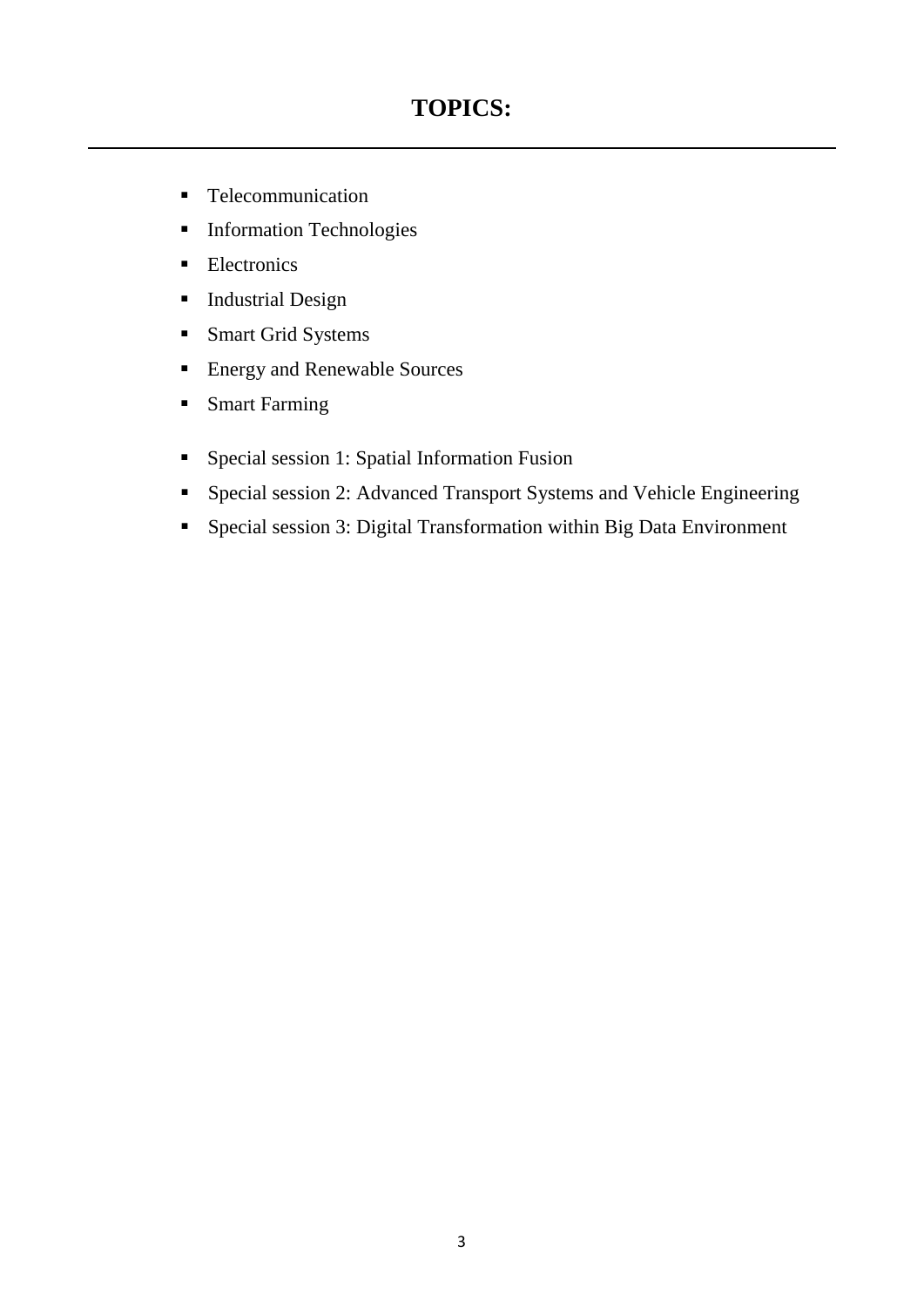# TOPICS:

---

- Telecommunication
- Information Technologies
- Electronics
- Industrial Design
- Smart Grid Systems
- Energy and Renewable Sources
- Smart Farming

- Special session 1: Spatial Information Fusion
- Special session 2: Advanced Transport Systems and Vehicle Engineering
- Special session 3: Digital Transformation within Big Data Environment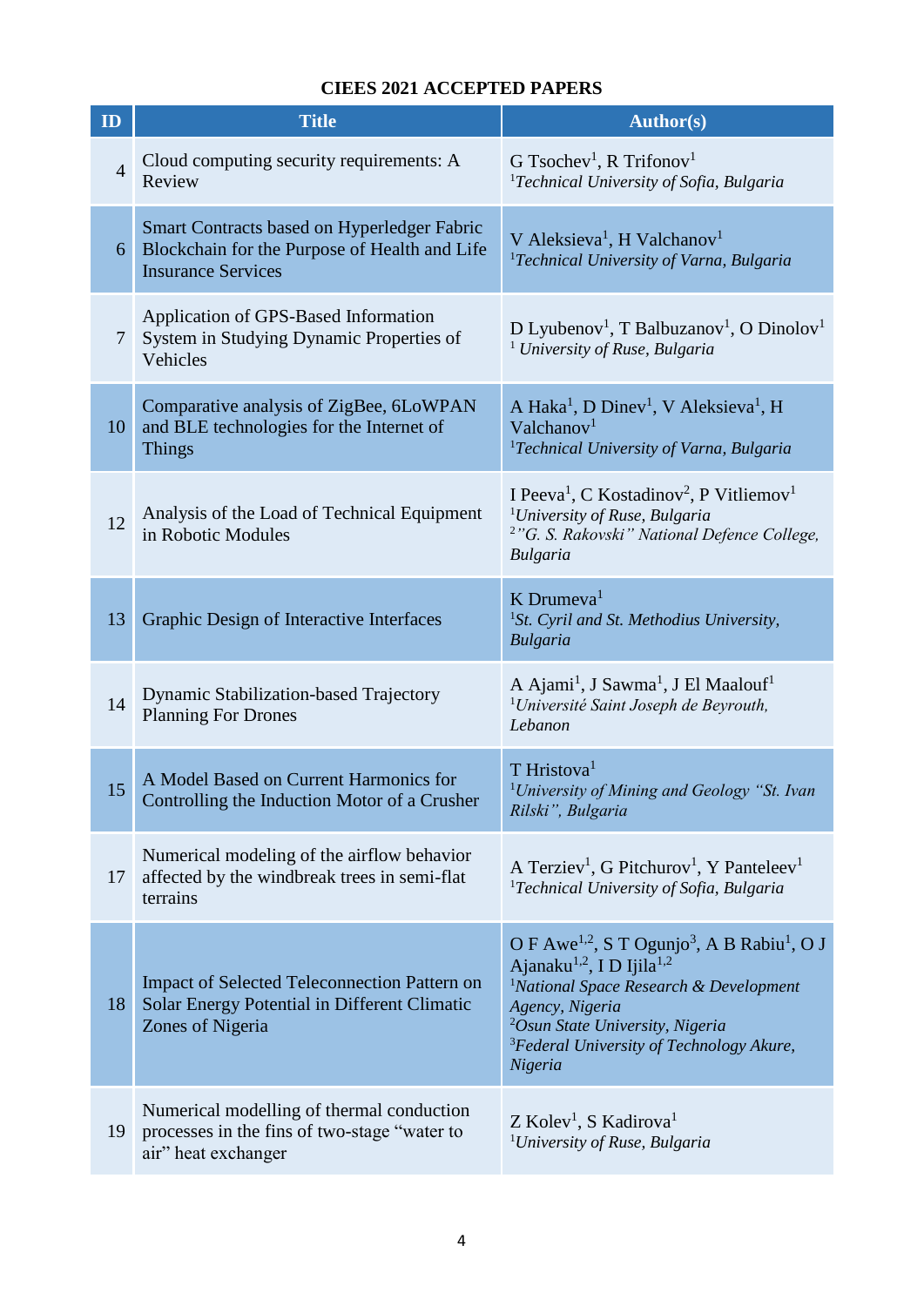**CIEES 2021 ACCEPTED PAPERS**

| ID | Title | Author(s) |
|---|---|---|
| 4 | Cloud computing security requirements: A Review | G Tsochev[1], R Trifonov[1]<br>[1]*Technical University of Sofia, Bulgaria* |
| 6 | Smart Contracts based on Hyperledger Fabric Blockchain for the Purpose of Health and Life Insurance Services | V Aleksieva[1], H Valchanov[1]<br>[1]*Technical University of Varna, Bulgaria* |
| 7 | Application of GPS-Based Information System in Studying Dynamic Properties of Vehicles | D Lyubenov[1], T Balbuzanov[1], O Dinolov[1]<br>[1] *University of Ruse, Bulgaria* |
| 10 | Comparative analysis of ZigBee, 6LoWPAN and BLE technologies for the Internet of Things | A Haka[1], D Dinev[1], V Aleksieva[1], H Valchanov[1]<br>[1]*Technical University of Varna, Bulgaria* |
| 12 | Analysis of the Load of Technical Equipment in Robotic Modules | I Peeva[1], C Kostadinov[2], P Vitliemov[1]<br>[1]*University of Ruse, Bulgaria*<br>[2]*"G. S. Rakovski" National Defence College, Bulgaria* |
| 13 | Graphic Design of Interactive Interfaces | K Drumeva[1]<br>[1]*St. Cyril and St. Methodius University, Bulgaria* |
| 14 | Dynamic Stabilization-based Trajectory Planning For Drones | A Ajami[1], J Sawma[1], J El Maalouf[1]<br>[1]*Université Saint Joseph de Beyrouth, Lebanon* |
| 15 | A Model Based on Current Harmonics for Controlling the Induction Motor of a Crusher | T Hristova[1]<br>[1]*University of Mining and Geology "St. Ivan Rilski", Bulgaria* |
| 17 | Numerical modeling of the airflow behavior affected by the windbreak trees in semi-flat terrains | A Terziev[1], G Pitchurov[1], Y Panteleev[1]<br>[1]*Technical University of Sofia, Bulgaria* |
| 18 | Impact of Selected Teleconnection Pattern on Solar Energy Potential in Different Climatic Zones of Nigeria | O F Awe[1,2], S T Ogunjo[3], A B Rabiu[1], O J Ajanaku[1,2], I D Ijila[1,2]<br>[1]*National Space Research & Development Agency, Nigeria*<br>[2]*Osun State University, Nigeria*<br>[3]*Federal University of Technology Akure, Nigeria* |
| 19 | Numerical modelling of thermal conduction processes in the fins of two-stage "water to air" heat exchanger | Z Kolev[1], S Kadirova[1]<br>[1]*University of Ruse, Bulgaria* |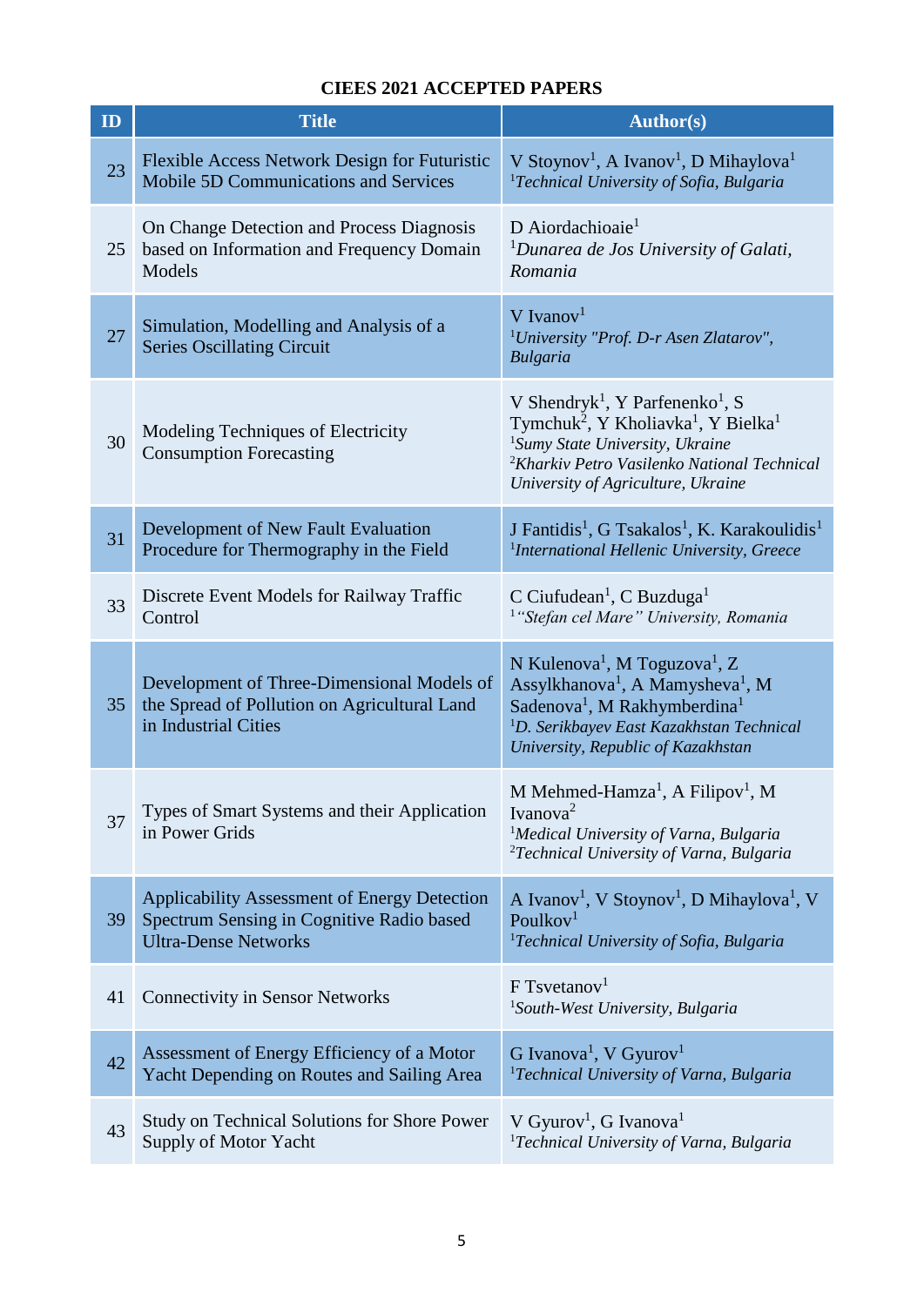**CIEES 2021 ACCEPTED PAPERS**

| ID | Title | Author(s) |
|---|---|---|
| 23 | Flexible Access Network Design for Futuristic Mobile 5D Communications and Services | V Stoynov[1], A Ivanov[1], D Mihaylova[1]<br>[1]*Technical University of Sofia, Bulgaria* |
| 25 | On Change Detection and Process Diagnosis based on Information and Frequency Domain Models | D Aiordachioaie[1]<br>[1]*Dunarea de Jos University of Galati, Romania* |
| 27 | Simulation, Modelling and Analysis of a Series Oscillating Circuit | V Ivanov[1]<br>[1]*University "Prof. D-r Asen Zlatarov", Bulgaria* |
| 30 | Modeling Techniques of Electricity Consumption Forecasting | V Shendryk[1], Y Parfenenko[1], S Tymchuk[2], Y Kholiavka[1], Y Bielka[1]<br>[1]*Sumy State University, Ukraine*<br>[2]*Kharkiv Petro Vasilenko National Technical University of Agriculture, Ukraine* |
| 31 | Development of New Fault Evaluation Procedure for Thermography in the Field | J Fantidis[1], G Tsakalos[1], K. Karakoulidis[1]<br>[1]*International Hellenic University, Greece* |
| 33 | Discrete Event Models for Railway Traffic Control | C Ciufudean[1], C Buzduga[1]<br>[1]*"Stefan cel Mare" University, Romania* |
| 35 | Development of Three-Dimensional Models of the Spread of Pollution on Agricultural Land in Industrial Cities | N Kulenova[1], M Toguzova[1], Z Assylkhanova[1], A Mamysheva[1], M Sadenova[1], M Rakhymberdina[1]<br>[1]*D. Serikbayev East Kazakhstan Technical University, Republic of Kazakhstan* |
| 37 | Types of Smart Systems and their Application in Power Grids | M Mehmed-Hamza[1], A Filipov[1], M Ivanova[2]<br>[1]*Medical University of Varna, Bulgaria*<br>[2]*Technical University of Varna, Bulgaria* |
| 39 | Applicability Assessment of Energy Detection Spectrum Sensing in Cognitive Radio based Ultra-Dense Networks | A Ivanov[1], V Stoynov[1], D Mihaylova[1], V Poulkov[1]<br>[1]*Technical University of Sofia, Bulgaria* |
| 41 | Connectivity in Sensor Networks | F Tsvetanov[1]<br>[1]*South-West University, Bulgaria* |
| 42 | Assessment of Energy Efficiency of a Motor Yacht Depending on Routes and Sailing Area | G Ivanova[1], V Gyurov[1]<br>[1]*Technical University of Varna, Bulgaria* |
| 43 | Study on Technical Solutions for Shore Power Supply of Motor Yacht | V Gyurov[1], G Ivanova[1]<br>[1]*Technical University of Varna, Bulgaria* |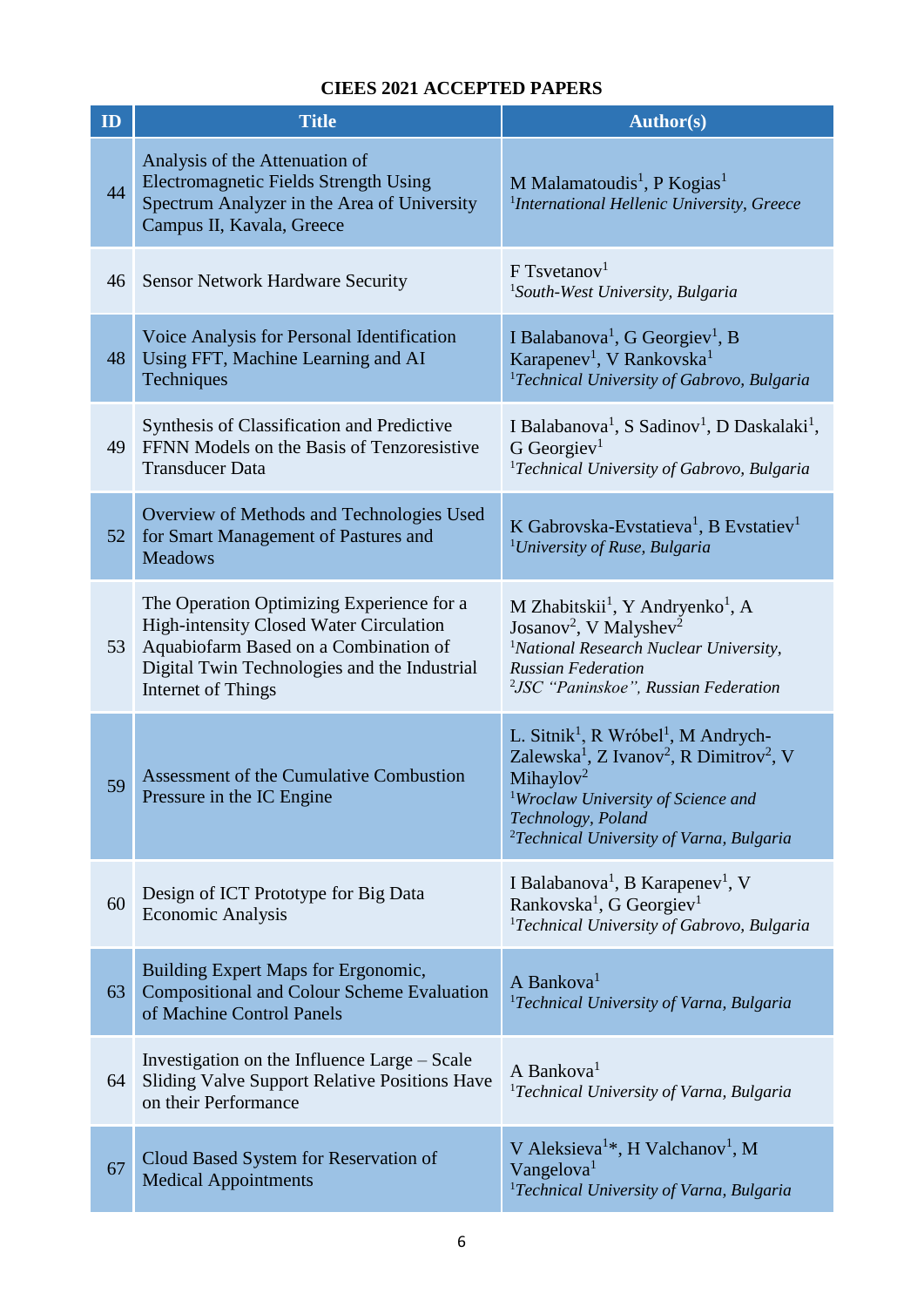**CIEES 2021 ACCEPTED PAPERS**

| ID | Title | Author(s) |
|---|---|---|
| 44 | Analysis of the Attenuation of Electromagnetic Fields Strength Using Spectrum Analyzer in the Area of University Campus II, Kavala, Greece | M Malamatoudis[1], P Kogias[1]<br>[1]*International Hellenic University, Greece* |
| 46 | Sensor Network Hardware Security | F Tsvetanov[1]<br>[1]*South-West University, Bulgaria* |
| 48 | Voice Analysis for Personal Identification Using FFT, Machine Learning and AI Techniques | I Balabanova[1], G Georgiev[1], B Karapenev[1], V Rankovska[1]<br>[1]*Technical University of Gabrovo, Bulgaria* |
| 49 | Synthesis of Classification and Predictive FFNN Models on the Basis of Tenzoresistive Transducer Data | I Balabanova[1], S Sadinov[1], D Daskalaki[1], G Georgiev[1]<br>[1]*Technical University of Gabrovo, Bulgaria* |
| 52 | Overview of Methods and Technologies Used for Smart Management of Pastures and Meadows | K Gabrovska-Evstatieva[1], B Evstatiev[1]<br>[1]*University of Ruse, Bulgaria* |
| 53 | The Operation Optimizing Experience for a High-intensity Closed Water Circulation Aquabiofarm Based on a Combination of Digital Twin Technologies and the Industrial Internet of Things | M Zhabitskii[1], Y Andryenko[1], A Josanov[2], V Malyshev[2]<br>[1]*National Research Nuclear University, Russian Federation*<br>[2]*JSC "Paninskoe", Russian Federation* |
| 59 | Assessment of the Cumulative Combustion Pressure in the IC Engine | L. Sitnik[1], R Wróbel[1], M Andrych-Zalewska[1], Z Ivanov[2], R Dimitrov[2], V Mihaylov[2]<br>[1]*Wroclaw University of Science and Technology, Poland*<br>[2]*Technical University of Varna, Bulgaria* |
| 60 | Design of ICT Prototype for Big Data Economic Analysis | I Balabanova[1], B Karapenev[1], V Rankovska[1], G Georgiev[1]<br>[1]*Technical University of Gabrovo, Bulgaria* |
| 63 | Building Expert Maps for Ergonomic, Compositional and Colour Scheme Evaluation of Machine Control Panels | A Bankova[1]<br>[1]*Technical University of Varna, Bulgaria* |
| 64 | Investigation on the Influence Large – Scale Sliding Valve Support Relative Positions Have on their Performance | A Bankova[1]<br>[1]*Technical University of Varna, Bulgaria* |
| 67 | Cloud Based System for Reservation of Medical Appointments | V Aleksieva[1]*, H Valchanov[1], M Vangelova[1]<br>[1]*Technical University of Varna, Bulgaria* |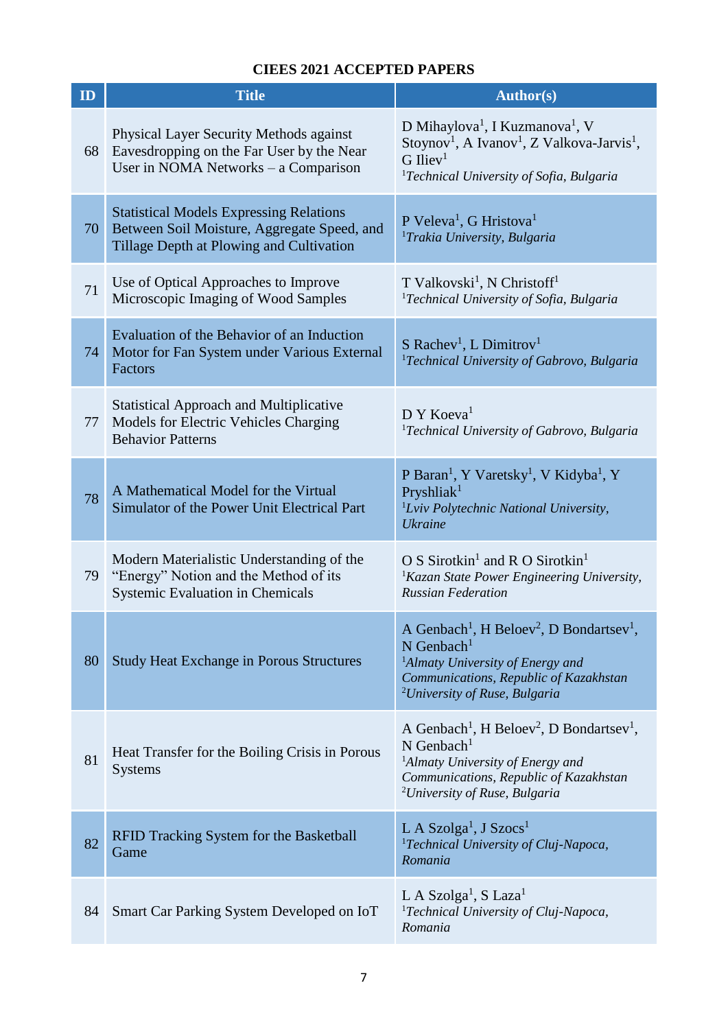**CIEES 2021 ACCEPTED PAPERS**

| ID | Title | Author(s) |
|---|---|---|
| 68 | Physical Layer Security Methods against Eavesdropping on the Far User by the Near User in NOMA Networks – a Comparison | D Mihaylova[1], I Kuzmanova[1], V Stoynov[1], A Ivanov[1], Z Valkova-Jarvis[1], G Iliev[1] <br> [1]*Technical University of Sofia, Bulgaria* |
| 70 | Statistical Models Expressing Relations Between Soil Moisture, Aggregate Speed, and Tillage Depth at Plowing and Cultivation | P Veleva[1], G Hristova[1] <br> [1]*Trakia University, Bulgaria* |
| 71 | Use of Optical Approaches to Improve Microscopic Imaging of Wood Samples | T Valkovski[1], N Christoff[1] <br> [1]*Technical University of Sofia, Bulgaria* |
| 74 | Evaluation of the Behavior of an Induction Motor for Fan System under Various External Factors | S Rachev[1], L Dimitrov[1] <br> [1]*Technical University of Gabrovo, Bulgaria* |
| 77 | Statistical Approach and Multiplicative Models for Electric Vehicles Charging Behavior Patterns | D Y Koeva[1] <br> [1]*Technical University of Gabrovo, Bulgaria* |
| 78 | A Mathematical Model for the Virtual Simulator of the Power Unit Electrical Part | P Baran[1], Y Varetsky[1], V Kidyba[1], Y Pryshliak[1] <br> [1]*Lviv Polytechnic National University, Ukraine* |
| 79 | Modern Materialistic Understanding of the "Energy" Notion and the Method of its Systemic Evaluation in Chemicals | O S Sirotkin[1] and R O Sirotkin[1] <br> [1]*Kazan State Power Engineering University, Russian Federation* |
| 80 | Study Heat Exchange in Porous Structures | A Genbach[1], H Beloev[2], D Bondartsev[1], N Genbach[1] <br> [1]*Almaty University of Energy and Communications, Republic of Kazakhstan* <br> [2]*University of Ruse, Bulgaria* |
| 81 | Heat Transfer for the Boiling Crisis in Porous Systems | A Genbach[1], H Beloev[2], D Bondartsev[1], N Genbach[1] <br> [1]*Almaty University of Energy and Communications, Republic of Kazakhstan* <br> [2]*University of Ruse, Bulgaria* |
| 82 | RFID Tracking System for the Basketball Game | L A Szolga[1], J Szocs[1] <br> [1]*Technical University of Cluj-Napoca, Romania* |
| 84 | Smart Car Parking System Developed on IoT | L A Szolga[1], S Laza[1] <br> [1]*Technical University of Cluj-Napoca, Romania* |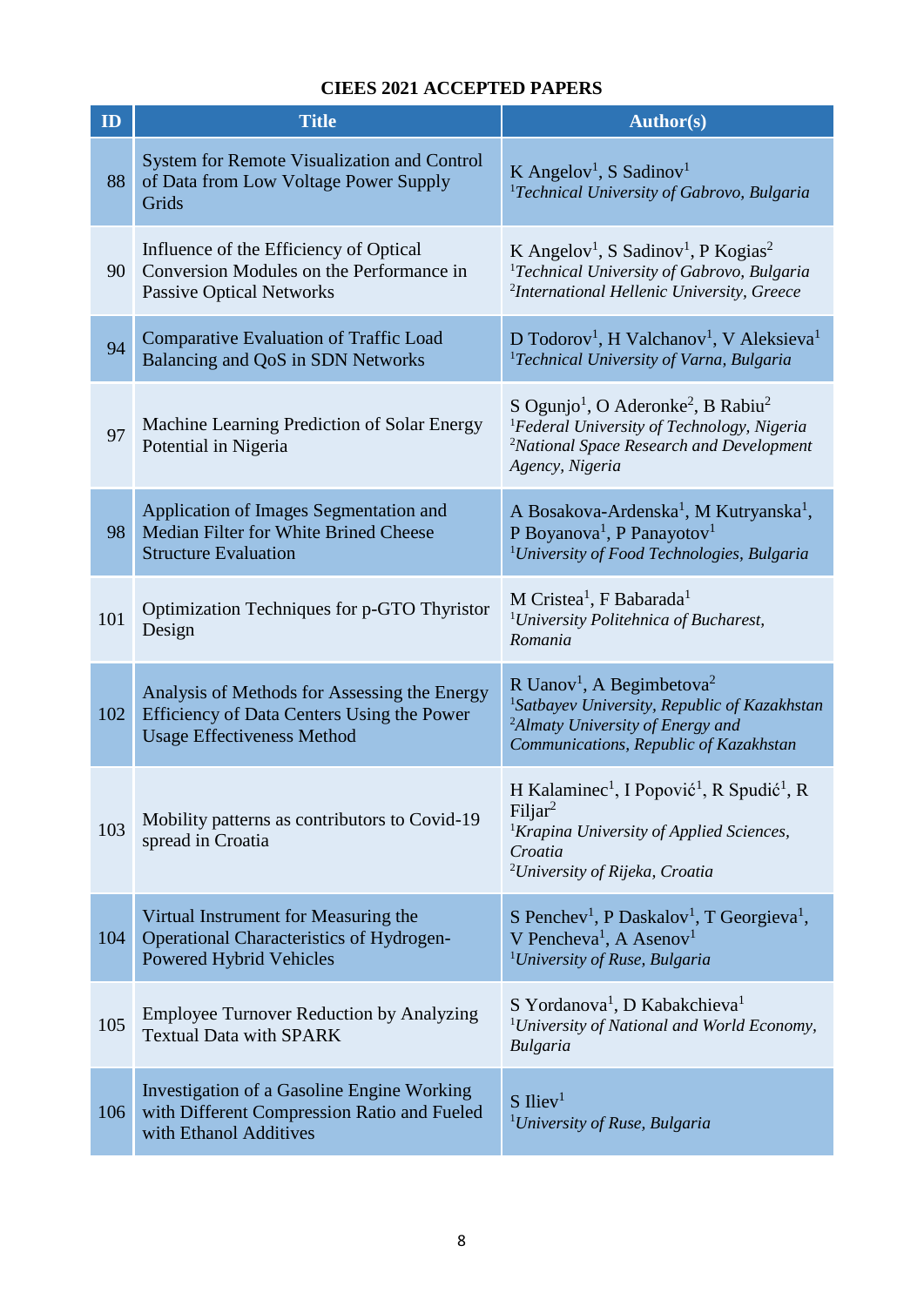## CIEES 2021 ACCEPTED PAPERS

| ID | Title | Author(s) |
|---|---|---|
| 88 | System for Remote Visualization and Control of Data from Low Voltage Power Supply Grids | K Angelov[1], S Sadinov[1] <br> [1]*Technical University of Gabrovo, Bulgaria* |
| 90 | Influence of the Efficiency of Optical Conversion Modules on the Performance in Passive Optical Networks | K Angelov[1], S Sadinov[1], P Kogias[2] <br> [1]*Technical University of Gabrovo, Bulgaria* <br> [2]*International Hellenic University, Greece* |
| 94 | Comparative Evaluation of Traffic Load Balancing and QoS in SDN Networks | D Todorov[1], H Valchanov[1], V Aleksieva[1] <br> [1]*Technical University of Varna, Bulgaria* |
| 97 | Machine Learning Prediction of Solar Energy Potential in Nigeria | S Ogunjo[1], O Aderonke[2], B Rabiu[2] <br> [1]*Federal University of Technology, Nigeria* <br> [2]*National Space Research and Development Agency, Nigeria* |
| 98 | Application of Images Segmentation and Median Filter for White Brined Cheese Structure Evaluation | A Bosakova-Ardenska[1], M Kutryanska[1], P Boyanova[1], P Panayotov[1] <br> [1]*University of Food Technologies, Bulgaria* |
| 101 | Optimization Techniques for p-GTO Thyristor Design | M Cristea[1], F Babarada[1] <br> [1]*University Politehnica of Bucharest, Romania* |
| 102 | Analysis of Methods for Assessing the Energy Efficiency of Data Centers Using the Power Usage Effectiveness Method | R Uanov[1], A Begimbetova[2] <br> [1]*Satbayev University, Republic of Kazakhstan* <br> [2]*Almaty University of Energy and Communications, Republic of Kazakhstan* |
| 103 | Mobility patterns as contributors to Covid-19 spread in Croatia | H Kalaminec[1], I Popović[1], R Spudić[1], R Filjar[2] <br> [1]*Krapina University of Applied Sciences, Croatia* <br> [2]*University of Rijeka, Croatia* |
| 104 | Virtual Instrument for Measuring the Operational Characteristics of Hydrogen-Powered Hybrid Vehicles | S Penchev[1], P Daskalov[1], T Georgieva[1], V Pencheva[1], A Asenov[1] <br> [1]*University of Ruse, Bulgaria* |
| 105 | Employee Turnover Reduction by Analyzing Textual Data with SPARK | S Yordanova[1], D Kabakchieva[1] <br> [1]*University of National and World Economy, Bulgaria* |
| 106 | Investigation of a Gasoline Engine Working with Different Compression Ratio and Fueled with Ethanol Additives | S Iliev[1] <br> [1]*University of Ruse, Bulgaria* |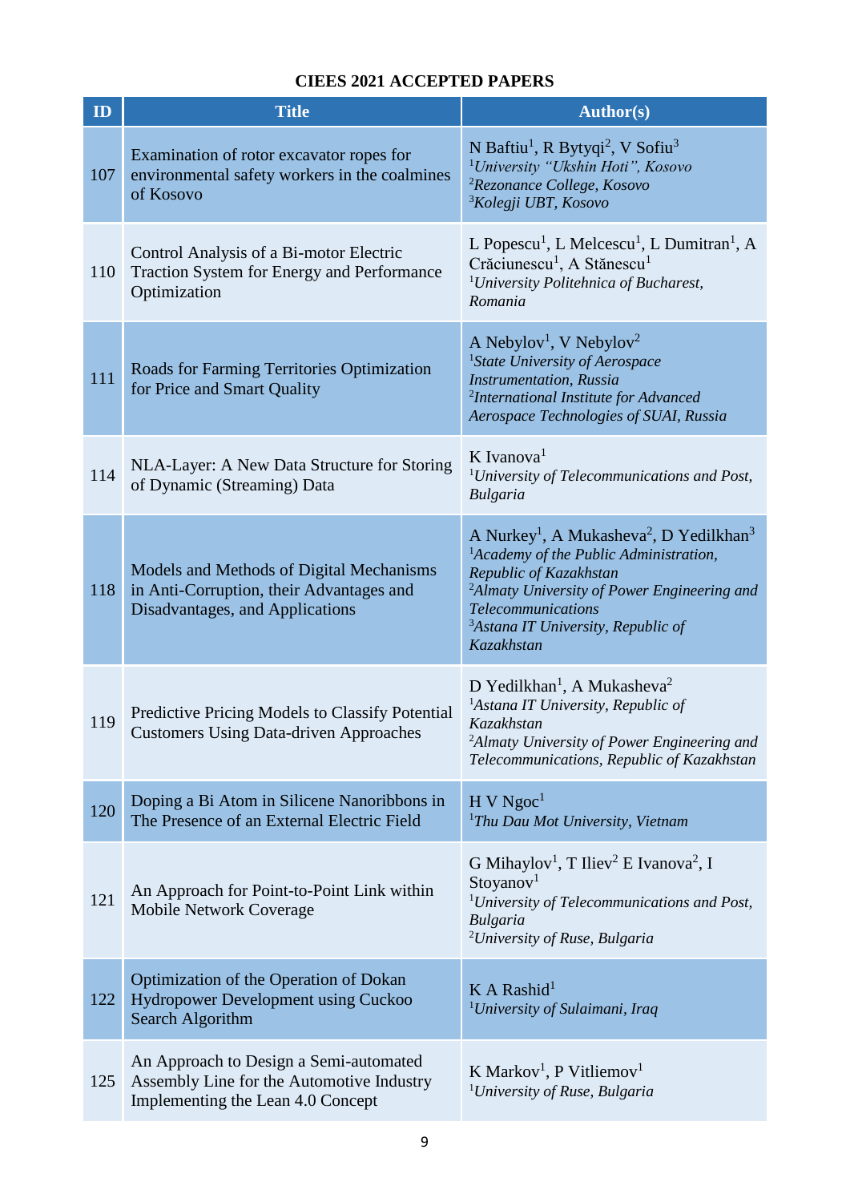**CIEES 2021 ACCEPTED PAPERS**

| ID | Title | Author(s) |
|---|---|---|
| 107 | Examination of rotor excavator ropes for environmental safety workers in the coalmines of Kosovo | N Baftiu[1], R Bytyqi[2], V Sofiu[3]<br>[1]*University "Ukshin Hoti", Kosovo*<br>[2]*Rezonance College, Kosovo*<br>[3]*Kolegji UBT, Kosovo* |
| 110 | Control Analysis of a Bi-motor Electric Traction System for Energy and Performance Optimization | L Popescu[1], L Melcescu[1], L Dumitran[1], A Crăciunescu[1], A Stănescu[1]<br>[1]*University Politehnica of Bucharest, Romania* |
| 111 | Roads for Farming Territories Optimization for Price and Smart Quality | A Nebylov[1], V Nebylov[2]<br>[1]*State University of Aerospace Instrumentation, Russia*<br>[2]*International Institute for Advanced Aerospace Technologies of SUAI, Russia* |
| 114 | NLA-Layer: A New Data Structure for Storing of Dynamic (Streaming) Data | K Ivanova[1]<br>[1]*University of Telecommunications and Post, Bulgaria* |
| 118 | Models and Methods of Digital Mechanisms in Anti-Corruption, their Advantages and Disadvantages, and Applications | A Nurkey[1], A Mukasheva[2], D Yedilkhan[3]<br>[1]*Academy of the Public Administration, Republic of Kazakhstan*<br>[2]*Almaty University of Power Engineering and Telecommunications*<br>[3]*Astana IT University, Republic of Kazakhstan* |
| 119 | Predictive Pricing Models to Classify Potential Customers Using Data-driven Approaches | D Yedilkhan[1], A Mukasheva[2]<br>[1]*Astana IT University, Republic of Kazakhstan*<br>[2]*Almaty University of Power Engineering and Telecommunications, Republic of Kazakhstan* |
| 120 | Doping a Bi Atom in Silicene Nanoribbons in The Presence of an External Electric Field | H V Ngoc[1]<br>[1]*Thu Dau Mot University, Vietnam* |
| 121 | An Approach for Point-to-Point Link within Mobile Network Coverage | G Mihaylov[1], T Iliev[2] E Ivanova[2], I Stoyanov[1]<br>[1]*University of Telecommunications and Post, Bulgaria*<br>[2]*University of Ruse, Bulgaria* |
| 122 | Optimization of the Operation of Dokan Hydropower Development using Cuckoo Search Algorithm | K A Rashid[1]<br>[1]*University of Sulaimani, Iraq* |
| 125 | An Approach to Design a Semi-automated Assembly Line for the Automotive Industry Implementing the Lean 4.0 Concept | K Markov[1], P Vitliemov[1]<br>[1]*University of Ruse, Bulgaria* |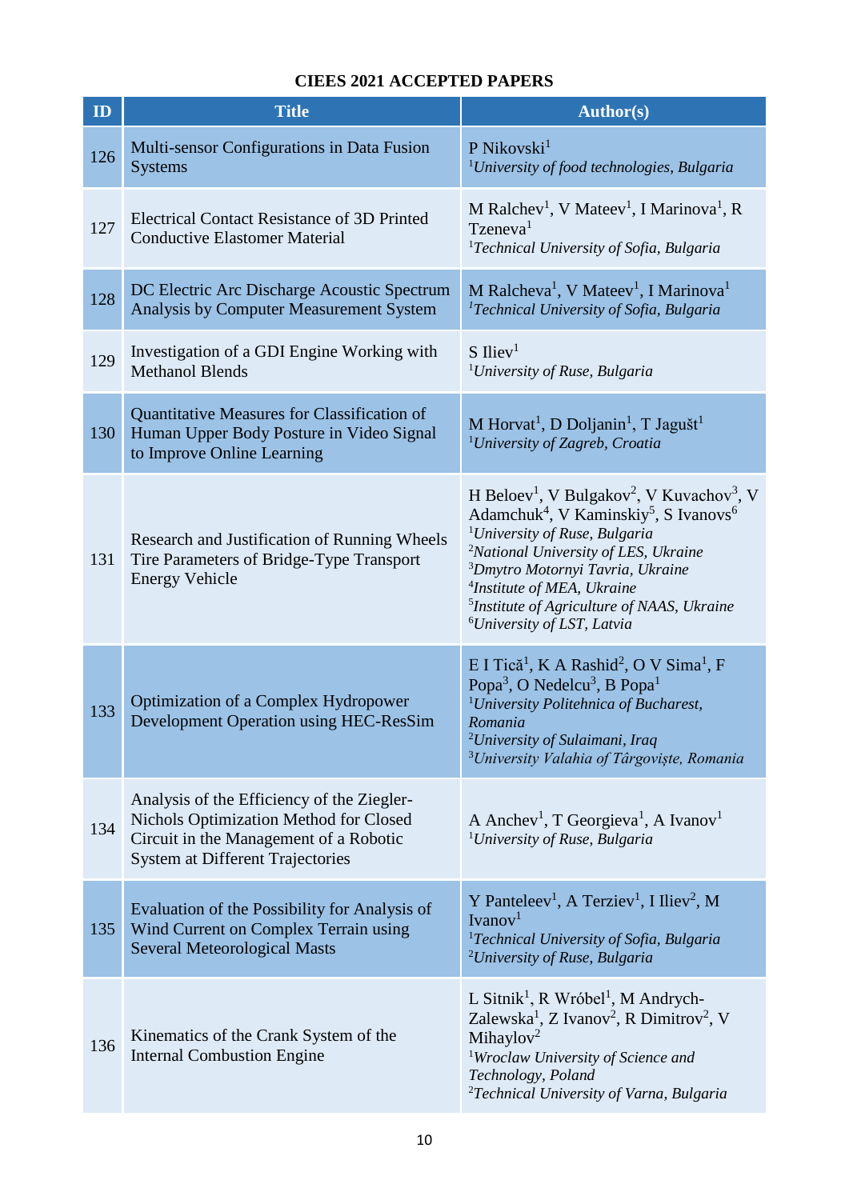**CIEES 2021 ACCEPTED PAPERS**

| ID | Title | Author(s) |
|---|---|---|
| 126 | Multi-sensor Configurations in Data Fusion Systems | P Nikovski[1]<br>[1]*University of food technologies, Bulgaria* |
| 127 | Electrical Contact Resistance of 3D Printed Conductive Elastomer Material | M Ralchev[1], V Mateev[1], I Marinova[1], R Tzeneva[1]<br>[1]*Technical University of Sofia, Bulgaria* |
| 128 | DC Electric Arc Discharge Acoustic Spectrum Analysis by Computer Measurement System | M Ralcheva[1], V Mateev[1], I Marinova[1]<br>[1]*Technical University of Sofia, Bulgaria* |
| 129 | Investigation of a GDI Engine Working with Methanol Blends | S Iliev[1]<br>[1]*University of Ruse, Bulgaria* |
| 130 | Quantitative Measures for Classification of Human Upper Body Posture in Video Signal to Improve Online Learning | M Horvat[1], D Doljanin[1], T Jagušt[1]<br>[1]*University of Zagreb, Croatia* |
| 131 | Research and Justification of Running Wheels Tire Parameters of Bridge-Type Transport Energy Vehicle | H Beloev[1], V Bulgakov[2], V Kuvachov[3], V Adamchuk[4], V Kaminskiy[5], S Ivanovs[6]<br>[1]*University of Ruse, Bulgaria*<br>[2]*National University of LES, Ukraine*<br>[3]*Dmytro Motornyi Tavria, Ukraine*<br>[4]*Institute of MEA, Ukraine*<br>[5]*Institute of Agriculture of NAAS, Ukraine*<br>[6]*University of LST, Latvia* |
| 133 | Optimization of a Complex Hydropower Development Operation using HEC-ResSim | E I Tică[1], K A Rashid[2], O V Sima[1], F Popa[3], O Nedelcu[3], B Popa[1]<br>[1]*University Politehnica of Bucharest, Romania*<br>[2]*University of Sulaimani, Iraq*<br>[3]*University Valahia of Târgoviște, Romania* |
| 134 | Analysis of the Efficiency of the Ziegler-Nichols Optimization Method for Closed Circuit in the Management of a Robotic System at Different Trajectories | A Anchev[1], T Georgieva[1], A Ivanov[1]<br>[1]*University of Ruse, Bulgaria* |
| 135 | Evaluation of the Possibility for Analysis of Wind Current on Complex Terrain using Several Meteorological Masts | Y Panteleev[1], A Terziev[1], I Iliev[2], M Ivanov[1]<br>[1]*Technical University of Sofia, Bulgaria*<br>[2]*University of Ruse, Bulgaria* |
| 136 | Kinematics of the Crank System of the Internal Combustion Engine | L Sitnik[1], R Wróbel[1], M Andrych-Zalewska[1], Z Ivanov[2], R Dimitrov[2], V Mihaylov[2]<br>[1]*Wroclaw University of Science and Technology, Poland*<br>[2]*Technical University of Varna, Bulgaria* |